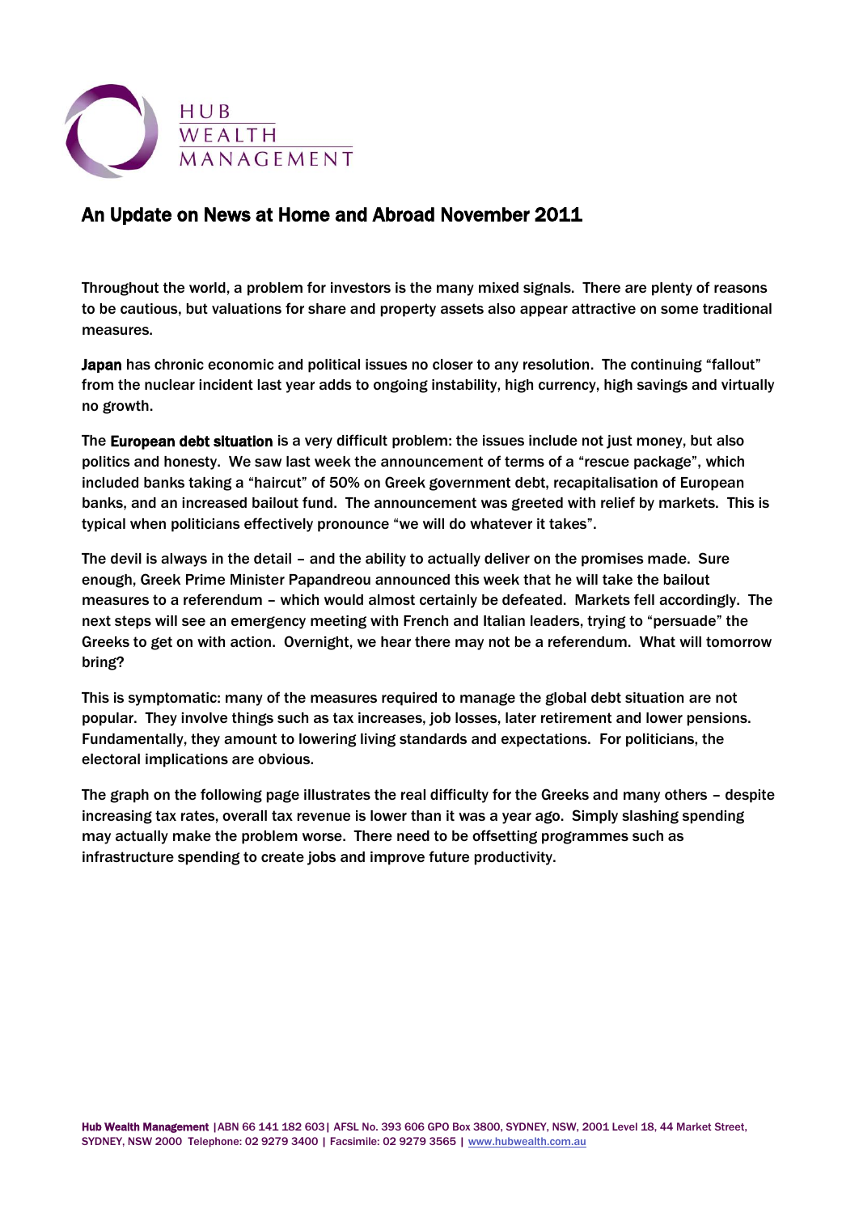HUB WEALTH MANAGEMENT

# An Update on News at Home and Abroad November 2011

Throughout the world, a problem for investors is the many mixed signals. There are plenty of reasons to be cautious, but valuations for share and property assets also appear attractive on some traditional measures.

**Japan** has chronic economic and political issues no closer to any resolution. The continuing "fallout" from the nuclear incident last year adds to ongoing instability, high currency, high savings and virtually no growth.

The **European debt situation** is a very difficult problem: the issues include not just money, but also politics and honesty. We saw last week the announcement of terms of a "rescue package", which included banks taking a "haircut" of 50% on Greek government debt, recapitalisation of European banks, and an increased bailout fund. The announcement was greeted with relief by markets. This is typical when politicians effectively pronounce "we will do whatever it takes".

The devil is always in the detail – and the ability to actually deliver on the promises made. Sure enough, Greek Prime Minister Papandreou announced this week that he will take the bailout measures to a referendum – which would almost certainly be defeated. Markets fell accordingly. The next steps will see an emergency meeting with French and Italian leaders, trying to "persuade" the Greeks to get on with action. Overnight, we hear there may not be a referendum. What will tomorrow bring?

This is symptomatic: many of the measures required to manage the global debt situation are not popular. They involve things such as tax increases, job losses, later retirement and lower pensions. Fundamentally, they amount to lowering living standards and expectations. For politicians, the electoral implications are obvious.

The graph on the following page illustrates the real difficulty for the Greeks and many others – despite increasing tax rates, overall tax revenue is lower than it was a year ago. Simply slashing spending may actually make the problem worse. There need to be offsetting programmes such as infrastructure spending to create jobs and improve future productivity.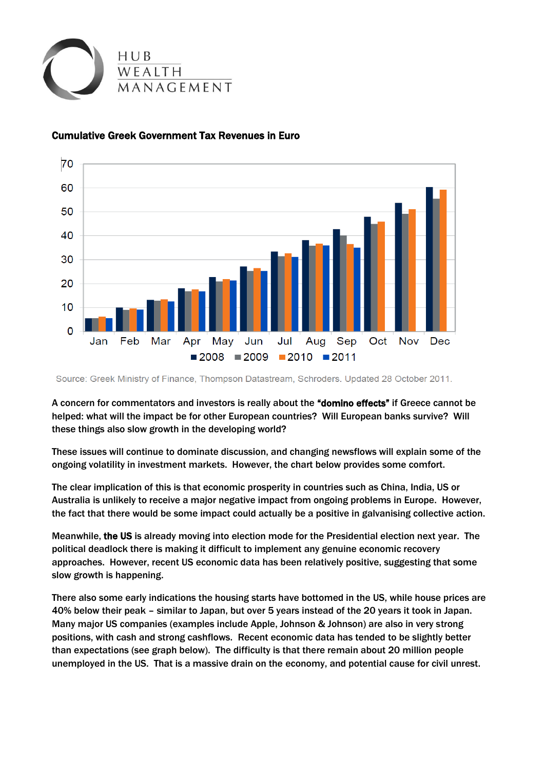**Cumulative Greek Government Tax Revenues in Euro**

Source: Greek Ministry of Finance, Thompson Datastream, Schroders. Updated 28 October 2011.

A concern for commentators and investors is really about the **"domino effects"** if Greece cannot be helped: what will the impact be for other European countries? Will European banks survive? Will these things also slow growth in the developing world?

These issues will continue to dominate discussion, and changing newsflows will explain some of the ongoing volatility in investment markets. However, the chart below provides some comfort.

The clear implication of this is that economic prosperity in countries such as China, India, US or Australia is unlikely to receive a major negative impact from ongoing problems in Europe. However, the fact that there would be some impact could actually be a positive in galvanising collective action.

Meanwhile, **the US** is already moving into election mode for the Presidential election next year. The political deadlock there is making it difficult to implement any genuine economic recovery approaches. However, recent US economic data has been relatively positive, suggesting that some slow growth is happening.

There also some early indications the housing starts have bottomed in the US, while house prices are 40% below their peak – similar to Japan, but over 5 years instead of the 20 years it took in Japan. Many major US companies (examples include Apple, Johnson & Johnson) are also in very strong positions, with cash and strong cashflows. Recent economic data has tended to be slightly better than expectations (see graph below). The difficulty is that there remain about 20 million people unemployed in the US. That is a massive drain on the economy, and potential cause for civil unrest.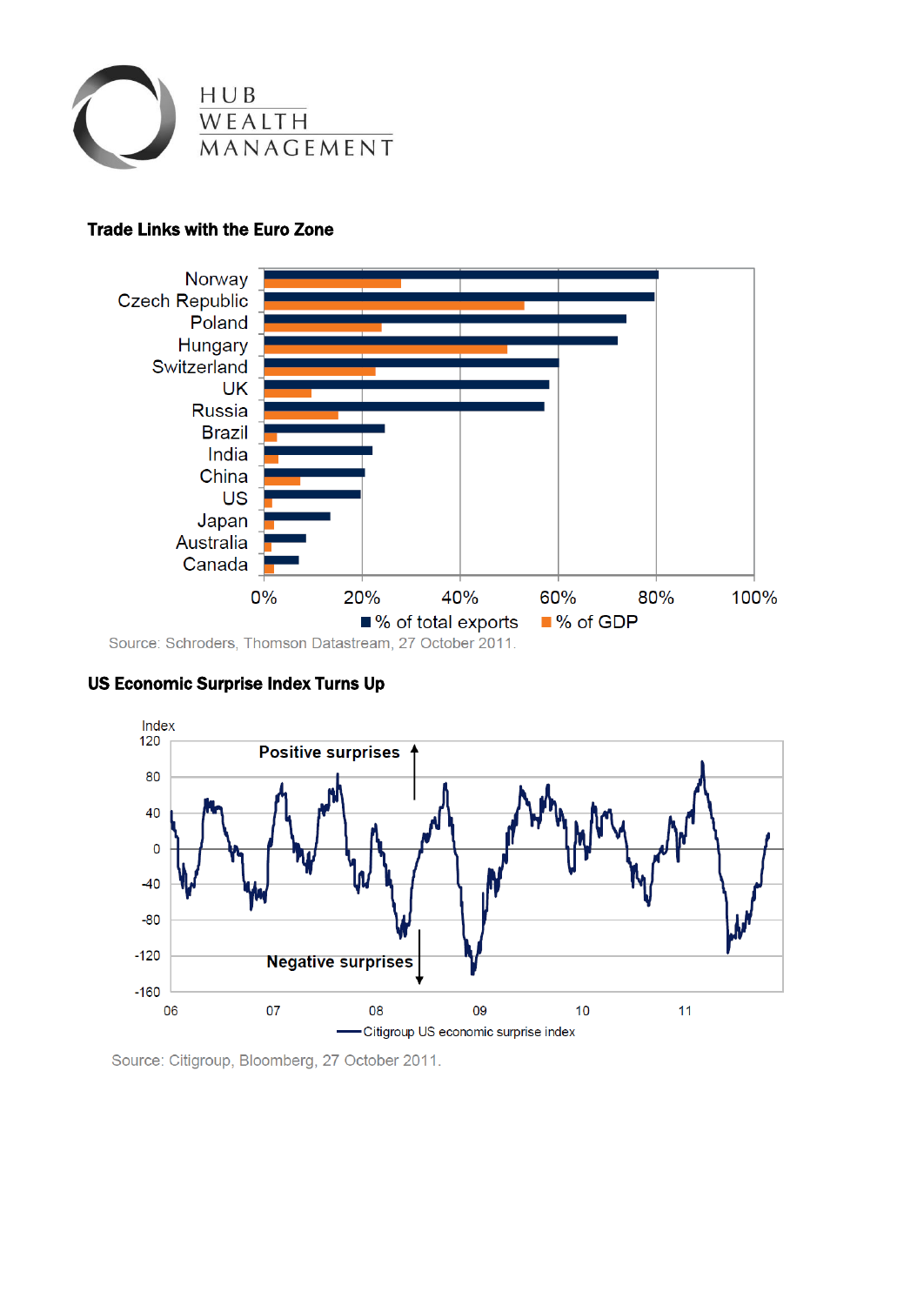## Trade Links with the Euro Zone

Source: Schroders, Thomson Datastream, 27 October 2011.

## US Economic Surprise Index Turns Up

Source: Citigroup, Bloomberg, 27 October 2011.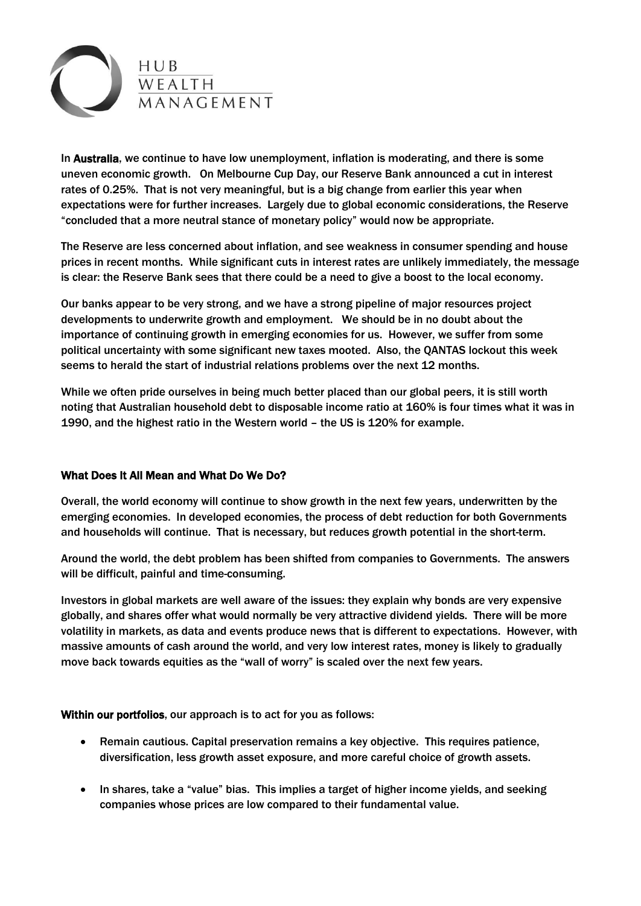In **Australia**, we continue to have low unemployment, inflation is moderating, and there is some uneven economic growth. On Melbourne Cup Day, our Reserve Bank announced a cut in interest rates of 0.25%. That is not very meaningful, but is a big change from earlier this year when expectations were for further increases. Largely due to global economic considerations, the Reserve "concluded that a more neutral stance of monetary policy" would now be appropriate.

The Reserve are less concerned about inflation, and see weakness in consumer spending and house prices in recent months. While significant cuts in interest rates are unlikely immediately, the message is clear: the Reserve Bank sees that there could be a need to give a boost to the local economy.

Our banks appear to be very strong, and we have a strong pipeline of major resources project developments to underwrite growth and employment. We should be in no doubt about the importance of continuing growth in emerging economies for us. However, we suffer from some political uncertainty with some significant new taxes mooted. Also, the QANTAS lockout this week seems to herald the start of industrial relations problems over the next 12 months.

While we often pride ourselves in being much better placed than our global peers, it is still worth noting that Australian household debt to disposable income ratio at 160% is four times what it was in 1990, and the highest ratio in the Western world – the US is 120% for example.

### What Does It All Mean and What Do We Do?

Overall, the world economy will continue to show growth in the next few years, underwritten by the emerging economies. In developed economies, the process of debt reduction for both Governments and households will continue. That is necessary, but reduces growth potential in the short-term.

Around the world, the debt problem has been shifted from companies to Governments. The answers will be difficult, painful and time-consuming.

Investors in global markets are well aware of the issues: they explain why bonds are very expensive globally, and shares offer what would normally be very attractive dividend yields. There will be more volatility in markets, as data and events produce news that is different to expectations. However, with massive amounts of cash around the world, and very low interest rates, money is likely to gradually move back towards equities as the "wall of worry" is scaled over the next few years.

**Within our portfolios**, our approach is to act for you as follows:

- Remain cautious. Capital preservation remains a key objective. This requires patience, diversification, less growth asset exposure, and more careful choice of growth assets.
- In shares, take a "value" bias. This implies a target of higher income yields, and seeking companies whose prices are low compared to their fundamental value.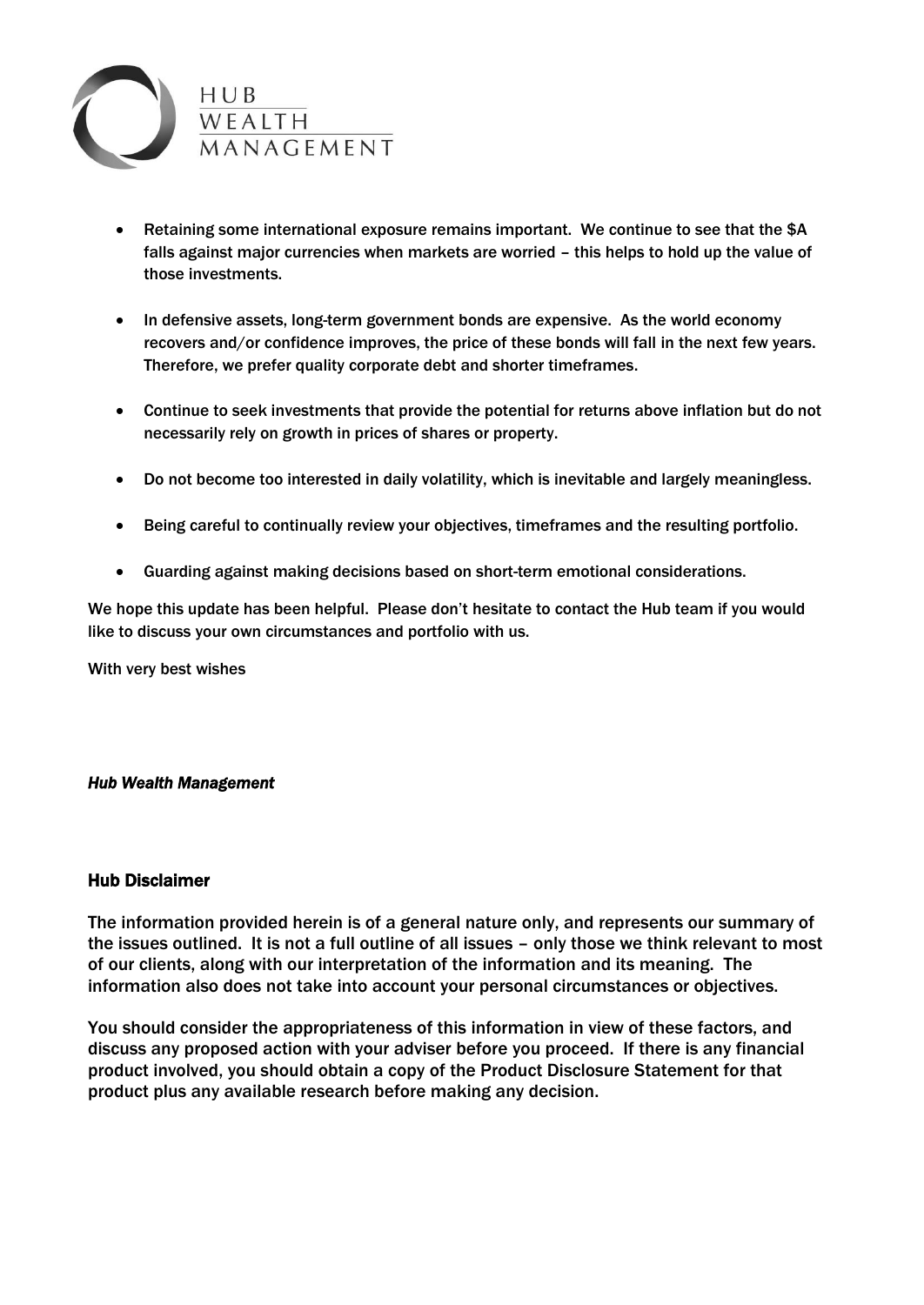- Retaining some international exposure remains important. We continue to see that the $A falls against major currencies when markets are worried – this helps to hold up the value of those investments.

- In defensive assets, long-term government bonds are expensive. As the world economy recovers and/or confidence improves, the price of these bonds will fall in the next few years. Therefore, we prefer quality corporate debt and shorter timeframes.

- Continue to seek investments that provide the potential for returns above inflation but do not necessarily rely on growth in prices of shares or property.

- Do not become too interested in daily volatility, which is inevitable and largely meaningless.

- Being careful to continually review your objectives, timeframes and the resulting portfolio.

- Guarding against making decisions based on short-term emotional considerations.

We hope this update has been helpful. Please don't hesitate to contact the Hub team if you would like to discuss your own circumstances and portfolio with us.

With very best wishes

***Hub Wealth Management***

## Hub Disclaimer

**The information provided herein is of a general nature only, and represents our summary of the issues outlined. It is not a full outline of all issues – only those we think relevant to most of our clients, along with our interpretation of the information and its meaning. The information also does not take into account your personal circumstances or objectives.**

**You should consider the appropriateness of this information in view of these factors, and discuss any proposed action with your adviser before you proceed. If there is any financial product involved, you should obtain a copy of the Product Disclosure Statement for that product plus any available research before making any decision.**